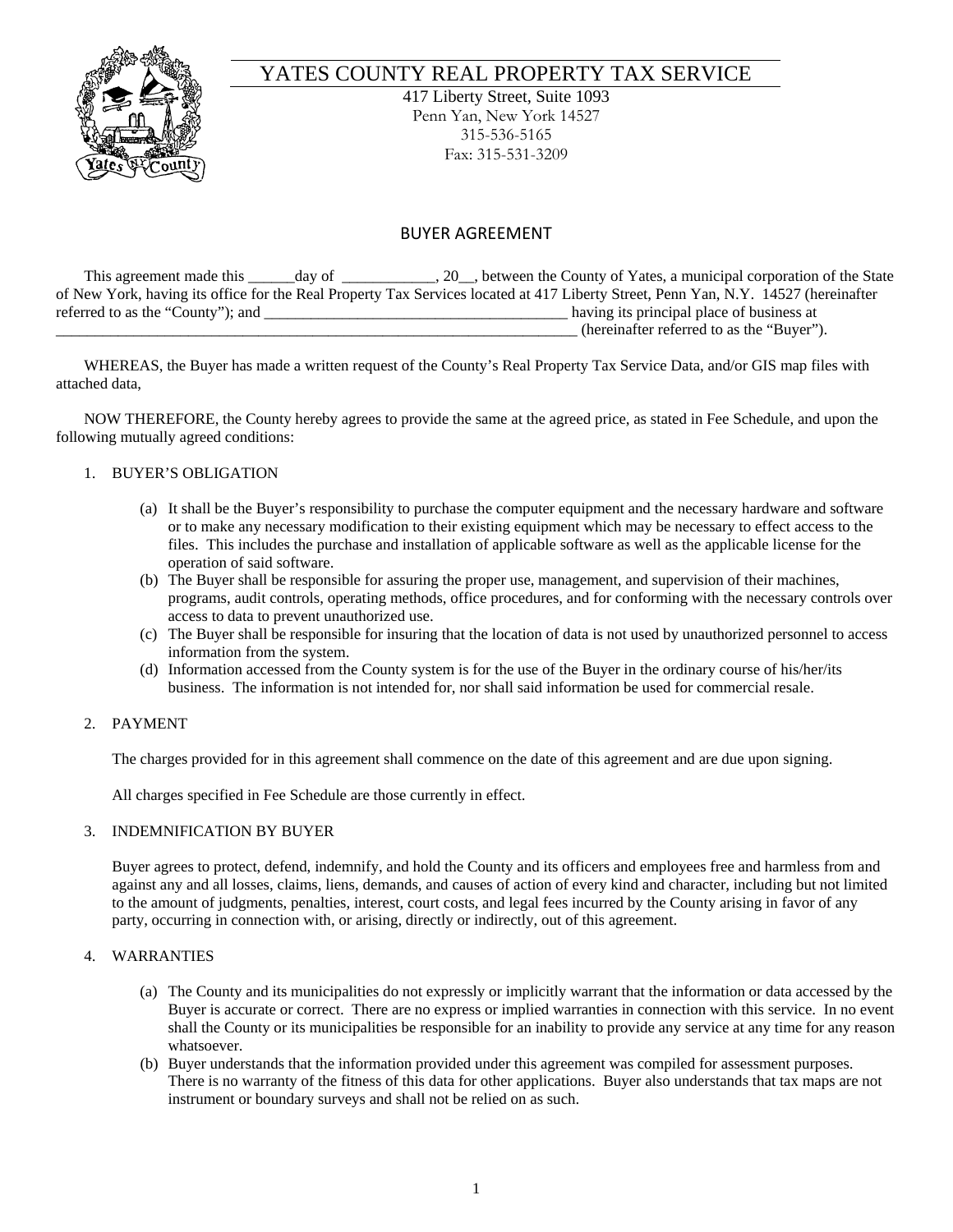# YATES COUNTY REAL PROPERTY TAX SERVICE

417 Liberty Street, Suite 1093
Penn Yan, New York 14527
315-536-5165
Fax: 315-531-3209

## BUYER AGREEMENT

This agreement made this ______day of ____________, 20__, between the County of Yates, a municipal corporation of the State of New York, having its office for the Real Property Tax Services located at 417 Liberty Street, Penn Yan, N.Y. 14527 (hereinafter referred to as the "County"); and _______________________________________ having its principal place of business at _____________________________________________________________________ (hereinafter referred to as the "Buyer").

WHEREAS, the Buyer has made a written request of the County's Real Property Tax Service Data, and/or GIS map files with attached data,

NOW THEREFORE, the County hereby agrees to provide the same at the agreed price, as stated in Fee Schedule, and upon the following mutually agreed conditions:

1. BUYER'S OBLIGATION

   (a) It shall be the Buyer's responsibility to purchase the computer equipment and the necessary hardware and software or to make any necessary modification to their existing equipment which may be necessary to effect access to the files. This includes the purchase and installation of applicable software as well as the applicable license for the operation of said software.
   (b) The Buyer shall be responsible for assuring the proper use, management, and supervision of their machines, programs, audit controls, operating methods, office procedures, and for conforming with the necessary controls over access to data to prevent unauthorized use.
   (c) The Buyer shall be responsible for insuring that the location of data is not used by unauthorized personnel to access information from the system.
   (d) Information accessed from the County system is for the use of the Buyer in the ordinary course of his/her/its business. The information is not intended for, nor shall said information be used for commercial resale.

2. PAYMENT

   The charges provided for in this agreement shall commence on the date of this agreement and are due upon signing.

   All charges specified in Fee Schedule are those currently in effect.

3. INDEMNIFICATION BY BUYER

   Buyer agrees to protect, defend, indemnify, and hold the County and its officers and employees free and harmless from and against any and all losses, claims, liens, demands, and causes of action of every kind and character, including but not limited to the amount of judgments, penalties, interest, court costs, and legal fees incurred by the County arising in favor of any party, occurring in connection with, or arising, directly or indirectly, out of this agreement.

4. WARRANTIES

   (a) The County and its municipalities do not expressly or implicitly warrant that the information or data accessed by the Buyer is accurate or correct. There are no express or implied warranties in connection with this service. In no event shall the County or its municipalities be responsible for an inability to provide any service at any time for any reason whatsoever.
   (b) Buyer understands that the information provided under this agreement was compiled for assessment purposes. There is no warranty of the fitness of this data for other applications. Buyer also understands that tax maps are not instrument or boundary surveys and shall not be relied on as such.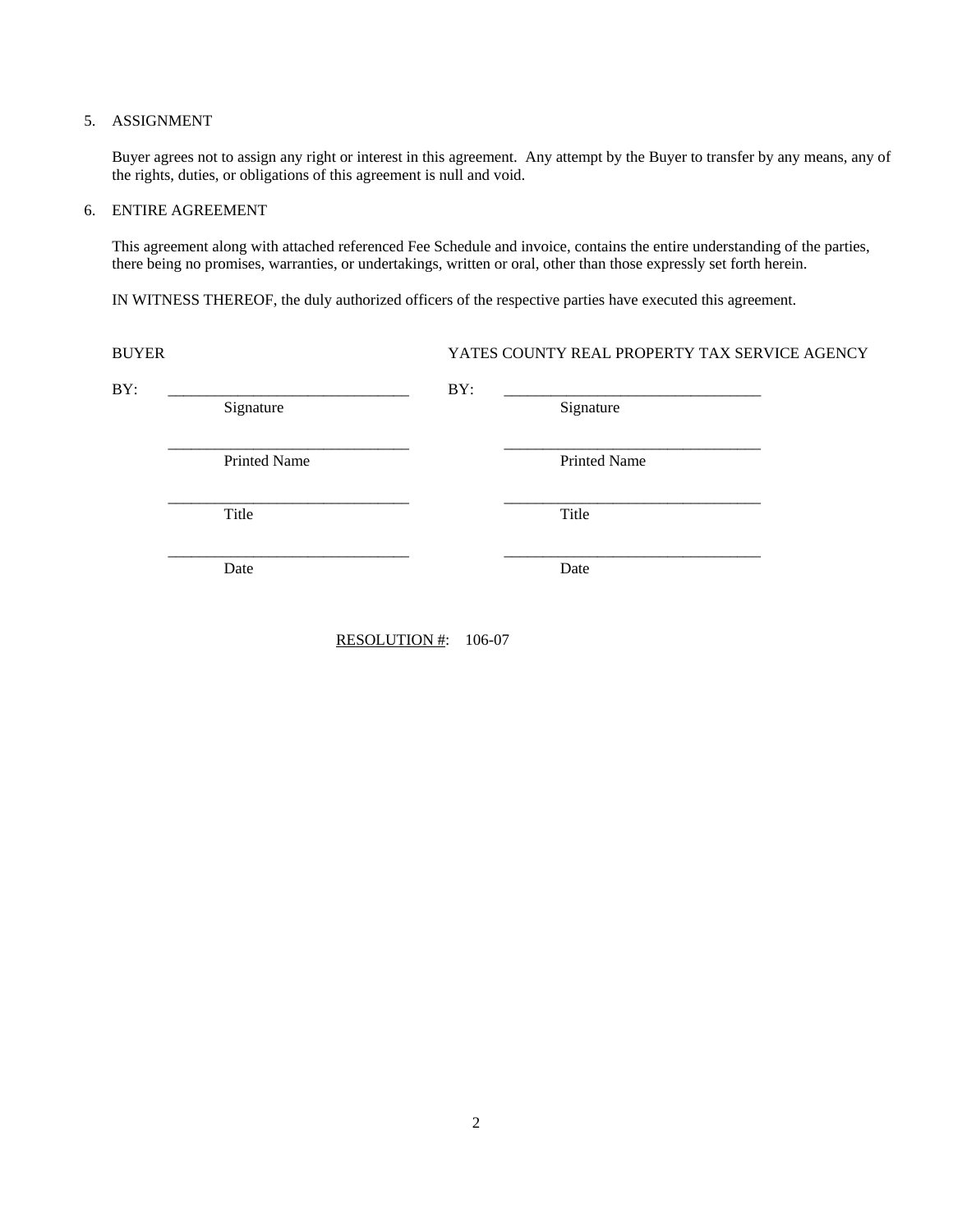5. ASSIGNMENT

   Buyer agrees not to assign any right or interest in this agreement. Any attempt by the Buyer to transfer by any means, any of the rights, duties, or obligations of this agreement is null and void.

6. ENTIRE AGREEMENT

   This agreement along with attached referenced Fee Schedule and invoice, contains the entire understanding of the parties, there being no promises, warranties, or undertakings, written or oral, other than those expressly set forth herein.

   IN WITNESS THEREOF, the duly authorized officers of the respective parties have executed this agreement.

| BUYER | YATES COUNTY REAL PROPERTY TAX SERVICE AGENCY |
|---|---|
| BY: ______________________________ | BY: ______________________________ |
| Signature | Signature |
| ______________________________ | ______________________________ |
| Printed Name | Printed Name |
| ______________________________ | ______________________________ |
| Title | Title |
| ______________________________ | ______________________________ |
| Date | Date |

<u>RESOLUTION #</u>: 106-07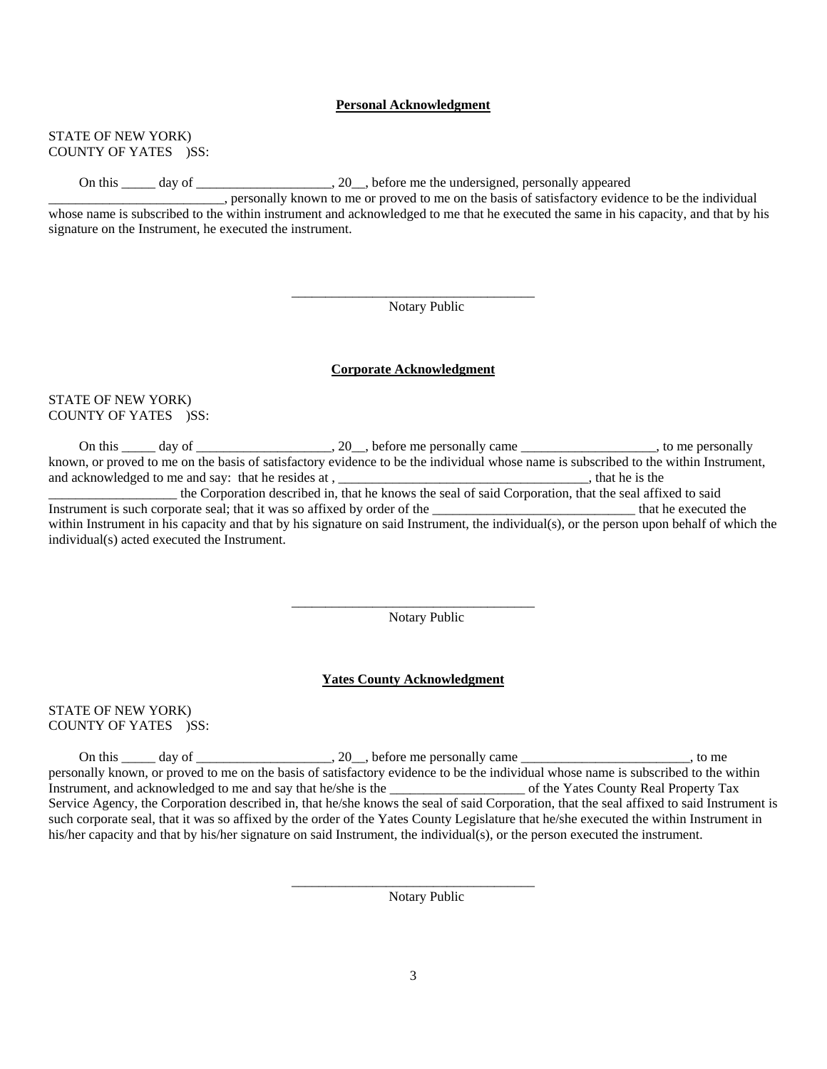**Personal Acknowledgment**

STATE OF NEW YORK)
COUNTY OF YATES )SS:

On this _____ day of ____________________, 20__, before me the undersigned, personally appeared __________________________, personally known to me or proved to me on the basis of satisfactory evidence to be the individual whose name is subscribed to the within instrument and acknowledged to me that he executed the same in his capacity, and that by his signature on the Instrument, he executed the instrument.

____________________________________
Notary Public

**Corporate Acknowledgment**

STATE OF NEW YORK)
COUNTY OF YATES )SS:

On this _____ day of ____________________, 20__, before me personally came ____________________, to me personally known, or proved to me on the basis of satisfactory evidence to be the individual whose name is subscribed to the within Instrument, and acknowledged to me and say: that he resides at , _____________________________________, that he is the ___________________ the Corporation described in, that he knows the seal of said Corporation, that the seal affixed to said Instrument is such corporate seal; that it was so affixed by order of the ______________________________ that he executed the within Instrument in his capacity and that by his signature on said Instrument, the individual(s), or the person upon behalf of which the individual(s) acted executed the Instrument.

____________________________________
Notary Public

**Yates County Acknowledgment**

STATE OF NEW YORK)
COUNTY OF YATES )SS:

On this _____ day of ____________________, 20__, before me personally came _________________________, to me personally known, or proved to me on the basis of satisfactory evidence to be the individual whose name is subscribed to the within Instrument, and acknowledged to me and say that he/she is the ____________________ of the Yates County Real Property Tax Service Agency, the Corporation described in, that he/she knows the seal of said Corporation, that the seal affixed to said Instrument is such corporate seal, that it was so affixed by the order of the Yates County Legislature that he/she executed the within Instrument in his/her capacity and that by his/her signature on said Instrument, the individual(s), or the person executed the instrument.

____________________________________
Notary Public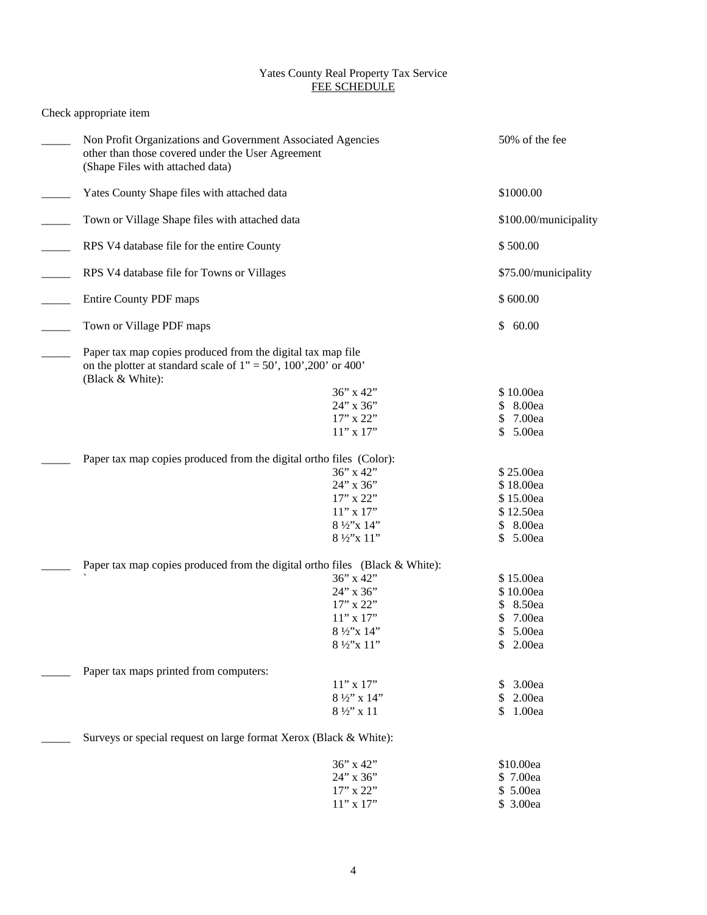Yates County Real Property Tax Service
<u>FEE SCHEDULE</u>

Check appropriate item

| | Item | Size | Fee |
|---|---|---|---|
| _____ | Non Profit Organizations and Government Associated Agencies other than those covered under the User Agreement (Shape Files with attached data) | | 50% of the fee |
| _____ | Yates County Shape files with attached data | | $1000.00 |
| _____ | Town or Village Shape files with attached data | | $100.00/municipality |
| _____ | RPS V4 database file for the entire County | | $ 500.00 |
| _____ | RPS V4 database file for Towns or Villages | | $75.00/municipality |
| _____ | Entire County PDF maps | | $ 600.00 |
| _____ | Town or Village PDF maps | | $ 60.00 |
| _____ | Paper tax map copies produced from the digital tax map file on the plotter at standard scale of 1" = 50', 100',200' or 400' (Black & White): | | |
| | | 36" x 42" | $ 10.00ea |
| | | 24" x 36" | $ 8.00ea |
| | | 17" x 22" | $ 7.00ea |
| | | 11" x 17" | $ 5.00ea |
| _____ | Paper tax map copies produced from the digital ortho files (Color): | | |
| | | 36" x 42" | $ 25.00ea |
| | | 24" x 36" | $ 18.00ea |
| | | 17" x 22" | $ 15.00ea |
| | | 11" x 17" | $ 12.50ea |
| | | 8 ½"x 14" | $ 8.00ea |
| | | 8 ½"x 11" | $ 5.00ea |
| _____ | Paper tax map copies produced from the digital ortho files (Black & White): | | |
| | | 36" x 42" | $ 15.00ea |
| | | 24" x 36" | $ 10.00ea |
| | | 17" x 22" | $ 8.50ea |
| | | 11" x 17" | $ 7.00ea |
| | | 8 ½"x 14" | $ 5.00ea |
| | | 8 ½"x 11" | $ 2.00ea |
| _____ | Paper tax maps printed from computers: | | |
| | | 11" x 17" | $ 3.00ea |
| | | 8 ½" x 14" | $ 2.00ea |
| | | 8 ½" x 11 | $ 1.00ea |
| _____ | Surveys or special request on large format Xerox (Black & White): | | |
| | | 36" x 42" | $10.00ea |
| | | 24" x 36" | $ 7.00ea |
| | | 17" x 22" | $ 5.00ea |
| | | 11" x 17" | $ 3.00ea |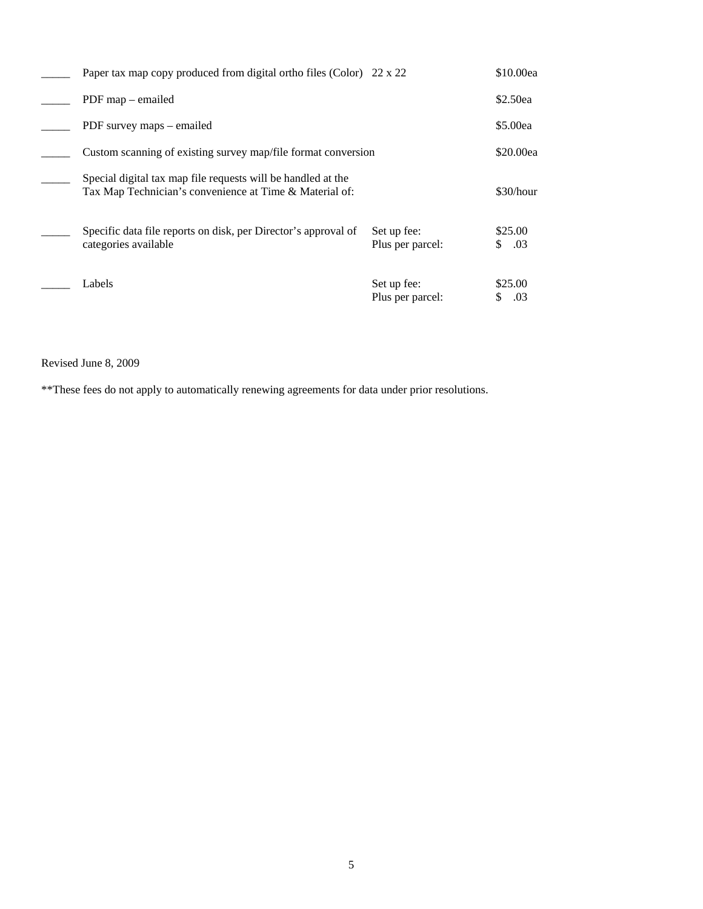| | | | |
|---|---|---|---|
| _____ | Paper tax map copy produced from digital ortho files (Color) | 22 x 22 | $10.00ea |
| _____ | PDF map – emailed | | $2.50ea |
| _____ | PDF survey maps – emailed | | $5.00ea |
| _____ | Custom scanning of existing survey map/file format conversion | | $20.00ea |
| _____ | Special digital tax map file requests will be handled at the Tax Map Technician's convenience at Time & Material of: | | $30/hour |
| _____ | Specific data file reports on disk, per Director's approval of categories available | Set up fee:<br>Plus per parcel: | $25.00<br>$ .03 |
| _____ | Labels | Set up fee:<br>Plus per parcel: | $25.00<br>$ .03 |

Revised June 8, 2009

**These fees do not apply to automatically renewing agreements for data under prior resolutions.